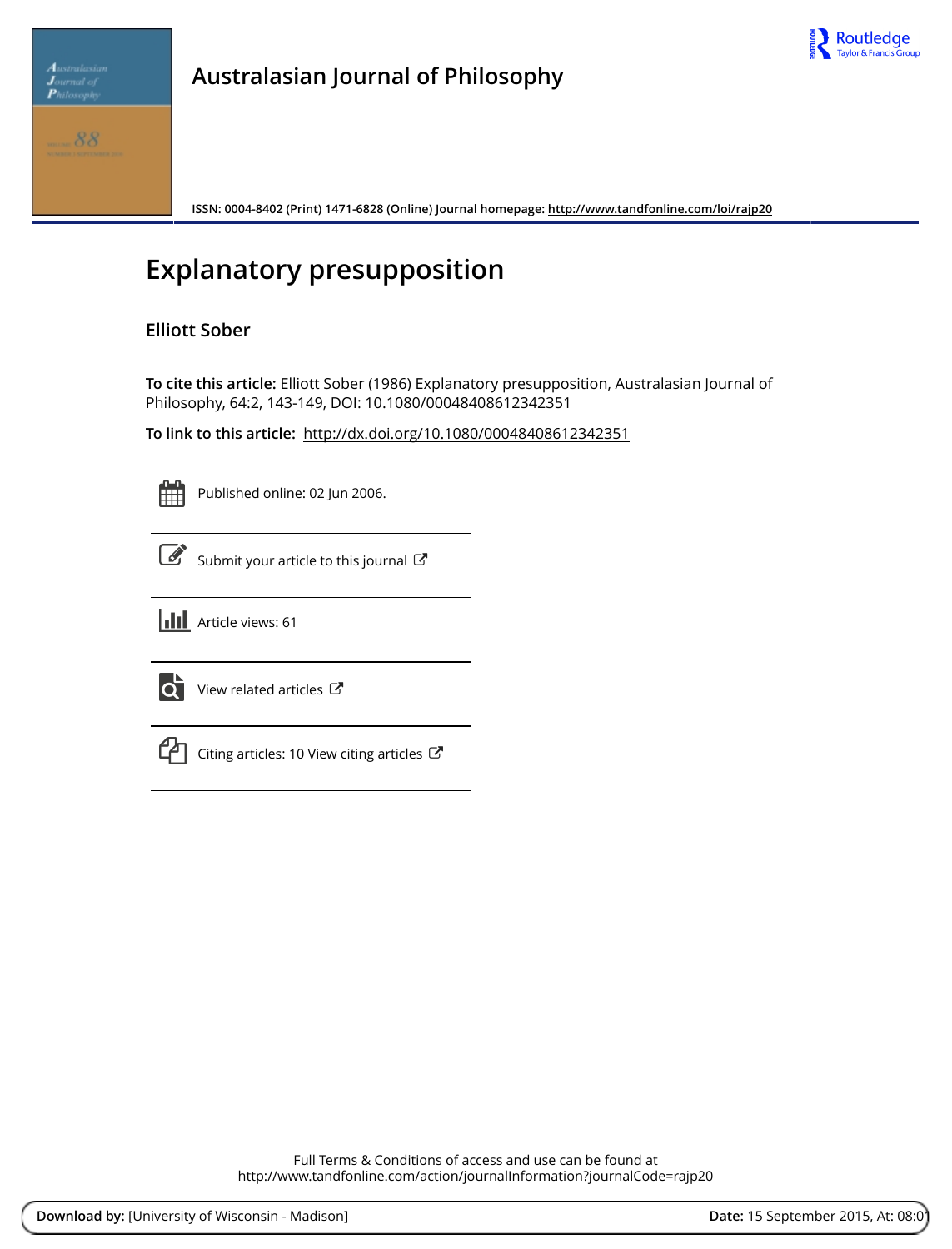# Australasian Journal of Philosophy

ISSN: 0004-8402 (Print) 1471-6828 (Online) Journal homepage: http://www.tandfonline.com/loi/rajp20

## Explanatory presupposition

### Elliott Sober

**To cite this article:** Elliott Sober (1986) Explanatory presupposition, Australasian Journal of Philosophy, 64:2, 143-149, DOI: 10.1080/00048408612342351

**To link to this article:** http://dx.doi.org/10.1080/00048408612342351

Published online: 02 Jun 2006.

Submit your article to this journal

Article views: 61

View related articles

Citing articles: 10 View citing articles

Full Terms & Conditions of access and use can be found at
http://www.tandfonline.com/action/journalInformation?journalCode=rajp20

**Download by:** [University of Wisconsin - Madison] **Date:** 15 September 2015, At: 08:01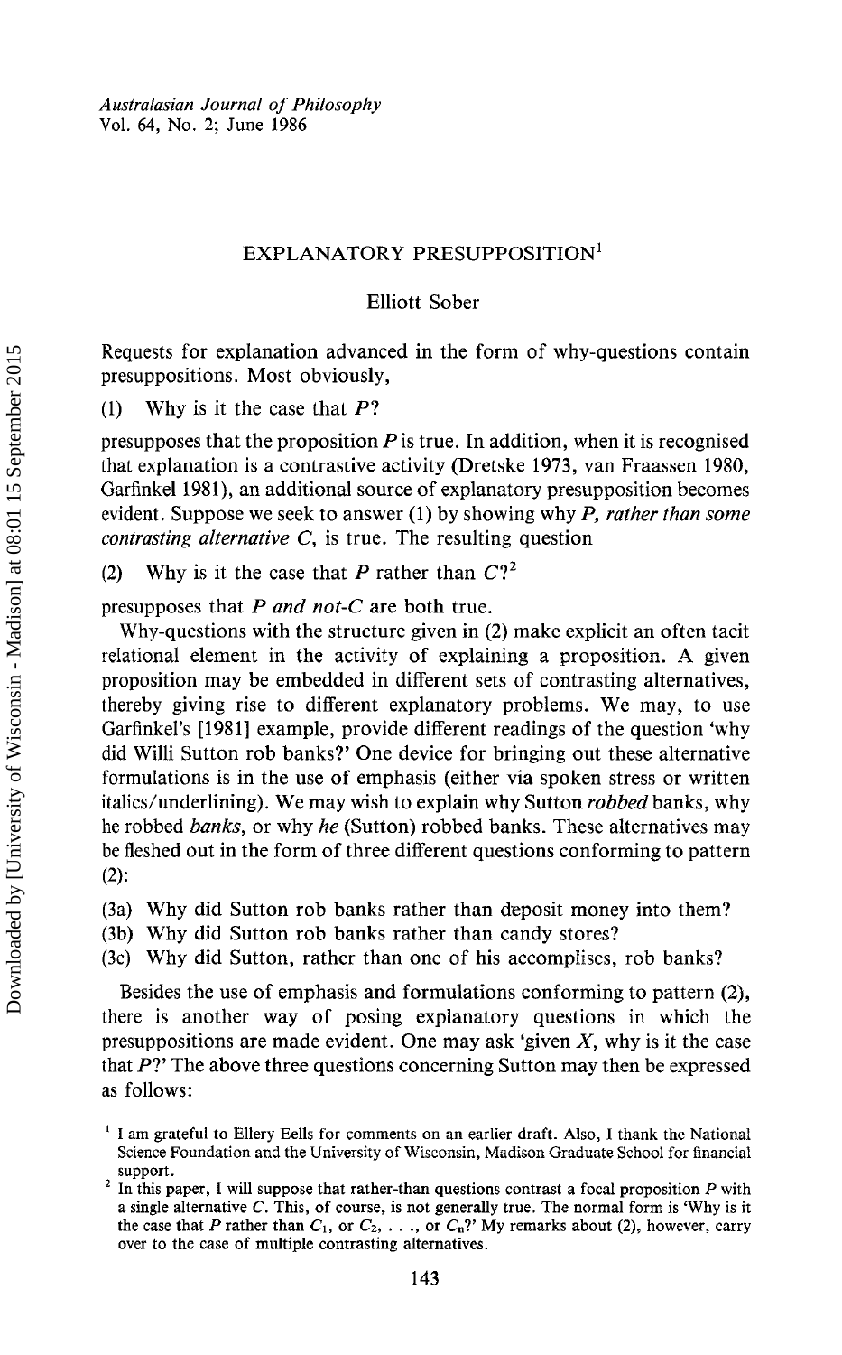Australasian Journal of Philosophy
Vol. 64, No. 2; June 1986

# EXPLANATORY PRESUPPOSITION[1]

Elliott Sober

Requests for explanation advanced in the form of why-questions contain presuppositions. Most obviously,

(1) Why is it the case that *P*?

presupposes that the proposition *P* is true. In addition, when it is recognised that explanation is a contrastive activity (Dretske 1973, van Fraassen 1980, Garfinkel 1981), an additional source of explanatory presupposition becomes evident. Suppose we seek to answer (1) by showing why *P, rather than some contrasting alternative C,* is true. The resulting question

(2) Why is it the case that *P* rather than *C*?[2]

presupposes that *P and not-C* are both true.

Why-questions with the structure given in (2) make explicit an often tacit relational element in the activity of explaining a proposition. A given proposition may be embedded in different sets of contrasting alternatives, thereby giving rise to different explanatory problems. We may, to use Garfinkel's [1981] example, provide different readings of the question 'why did Willi Sutton rob banks?' One device for bringing out these alternative formulations is in the use of emphasis (either via spoken stress or written italics/underlining). We may wish to explain why Sutton *robbed* banks, why he robbed *banks*, or why *he* (Sutton) robbed banks. These alternatives may be fleshed out in the form of three different questions conforming to pattern (2):

(3a) Why did Sutton rob banks rather than deposit money into them?
(3b) Why did Sutton rob banks rather than candy stores?
(3c) Why did Sutton, rather than one of his accomplises, rob banks?

Besides the use of emphasis and formulations conforming to pattern (2), there is another way of posing explanatory questions in which the presuppositions are made evident. One may ask 'given *X*, why is it the case that *P*?' The above three questions concerning Sutton may then be expressed as follows:

[1] I am grateful to Ellery Eells for comments on an earlier draft. Also, I thank the National Science Foundation and the University of Wisconsin, Madison Graduate School for financial support.

[2] In this paper, I will suppose that rather-than questions contrast a focal proposition *P* with a single alternative *C*. This, of course, is not generally true. The normal form is 'Why is it the case that *P* rather than $C_1$, or $C_2$, . . ., or $C_n$?' My remarks about (2), however, carry over to the case of multiple contrasting alternatives.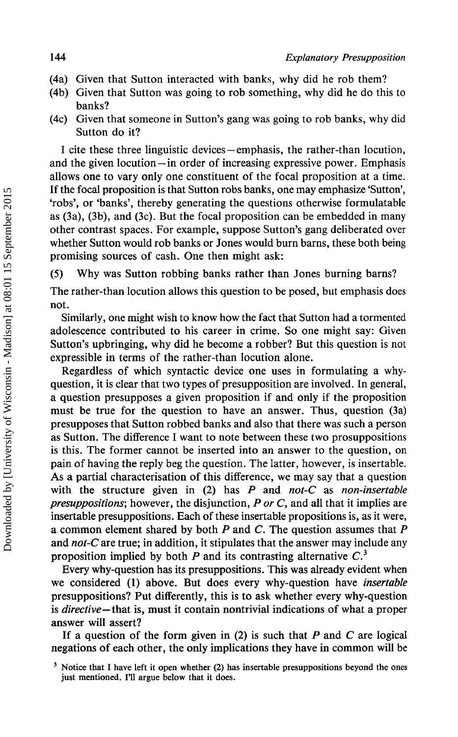(4a) Given that Sutton interacted with banks, why did he rob them?

(4b) Given that Sutton was going to rob something, why did he do this to banks?

(4c) Given that someone in Sutton's gang was going to rob banks, why did Sutton do it?

I cite these three linguistic devices—emphasis, the rather-than locution, and the given locution—in order of increasing expressive power. Emphasis allows one to vary only one constituent of the focal proposition at a time. If the focal proposition is that Sutton robs banks, one may emphasize 'Sutton', 'robs', or 'banks', thereby generating the questions otherwise formulatable as (3a), (3b), and (3c). But the focal proposition can be embedded in many other contrast spaces. For example, suppose Sutton's gang deliberated over whether Sutton would rob banks or Jones would burn barns, these both being promising sources of cash. One then might ask:

(5) Why was Sutton robbing banks rather than Jones burning barns?

The rather-than locution allows this question to be posed, but emphasis does not.

Similarly, one might wish to know how the fact that Sutton had a tormented adolescence contributed to his career in crime. So one might say: Given Sutton's upbringing, why did he become a robber? But this question is not expressible in terms of the rather-than locution alone.

Regardless of which syntactic device one uses in formulating a why-question, it is clear that two types of presupposition are involved. In general, a question presupposes a given proposition if and only if the proposition must be true for the question to have an answer. Thus, question (3a) presupposes that Sutton robbed banks and also that there was such a person as Sutton. The difference I want to note between these two prosuppositions is this. The former cannot be inserted into an answer to the question, on pain of having the reply beg the question. The latter, however, is insertable. As a partial characterisation of this difference, we may say that a question with the structure given in (2) has *P* and *not-C* as *non-insertable presuppositions*; however, the disjunction, *P or C*, and all that it implies are insertable presuppositions. Each of these insertable propositions is, as it were, a common element shared by both *P* and *C*. The question assumes that *P* and *not-C* are true; in addition, it stipulates that the answer may include any proposition implied by both *P* and its contrasting alternative *C*.[3]

Every why-question has its presuppositions. This was already evident when we considered (1) above. But does every why-question have *insertable* presuppositions? Put differently, this is to ask whether every why-question is *directive*—that is, must it contain nontrivial indications of what a proper answer will assert?

If a question of the form given in (2) is such that *P* and *C* are logical negations of each other, the only implications they have in common will be

[3] Notice that I have left it open whether (2) has insertable presuppositions beyond the ones just mentioned. I'll argue below that it does.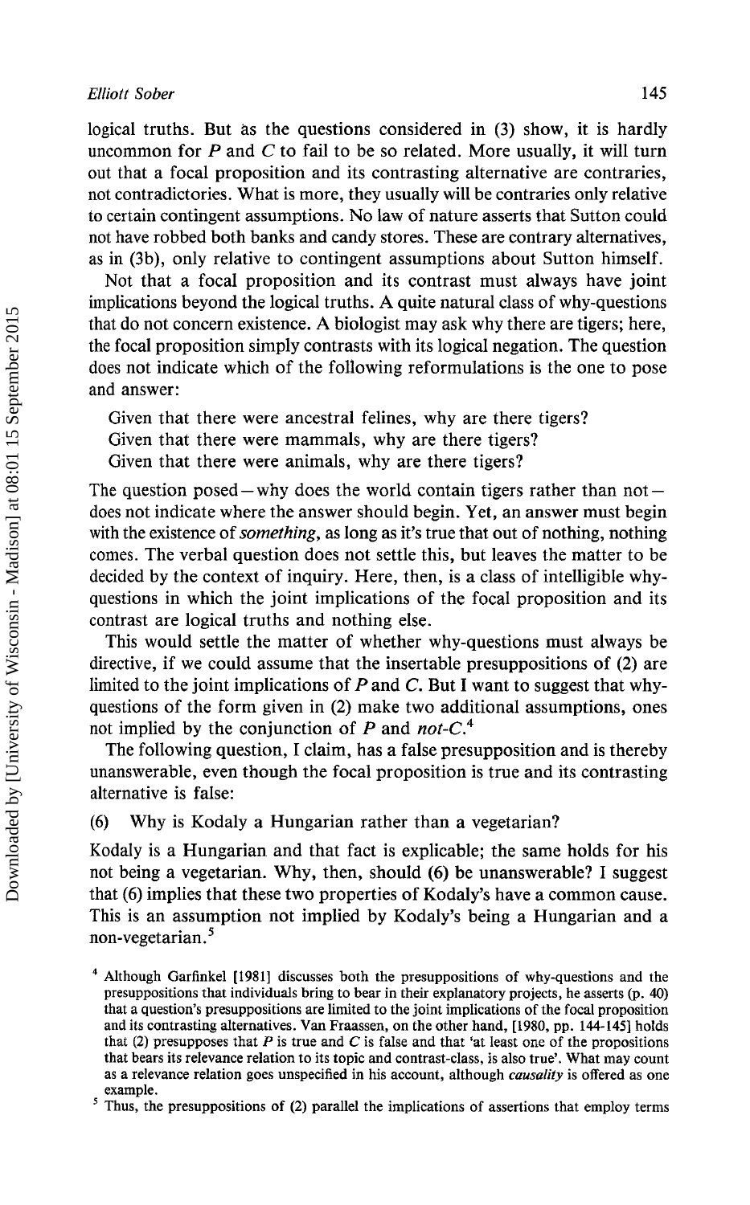logical truths. But as the questions considered in (3) show, it is hardly uncommon for *P* and *C* to fail to be so related. More usually, it will turn out that a focal proposition and its contrasting alternative are contraries, not contradictories. What is more, they usually will be contraries only relative to certain contingent assumptions. No law of nature asserts that Sutton could not have robbed both banks and candy stores. These are contrary alternatives, as in (3b), only relative to contingent assumptions about Sutton himself.

Not that a focal proposition and its contrast must always have joint implications beyond the logical truths. A quite natural class of why-questions that do not concern existence. A biologist may ask why there are tigers; here, the focal proposition simply contrasts with its logical negation. The question does not indicate which of the following reformulations is the one to pose and answer:

Given that there were ancestral felines, why are there tigers?
Given that there were mammals, why are there tigers?
Given that there were animals, why are there tigers?

The question posed—why does the world contain tigers rather than not—does not indicate where the answer should begin. Yet, an answer must begin with the existence of *something*, as long as it's true that out of nothing, nothing comes. The verbal question does not settle this, but leaves the matter to be decided by the context of inquiry. Here, then, is a class of intelligible why-questions in which the joint implications of the focal proposition and its contrast are logical truths and nothing else.

This would settle the matter of whether why-questions must always be directive, if we could assume that the insertable presuppositions of (2) are limited to the joint implications of *P* and *C*. But I want to suggest that why-questions of the form given in (2) make two additional assumptions, ones not implied by the conjunction of *P* and *not-C*.[4]

The following question, I claim, has a false presupposition and is thereby unanswerable, even though the focal proposition is true and its contrasting alternative is false:

(6) Why is Kodaly a Hungarian rather than a vegetarian?

Kodaly is a Hungarian and that fact is explicable; the same holds for his not being a vegetarian. Why, then, should (6) be unanswerable? I suggest that (6) implies that these two properties of Kodaly's have a common cause. This is an assumption not implied by Kodaly's being a Hungarian and a non-vegetarian.[5]

[4] Although Garfinkel [1981] discusses both the presuppositions of why-questions and the presuppositions that individuals bring to bear in their explanatory projects, he asserts (p. 40) that a question's presuppositions are limited to the joint implications of the focal proposition and its contrasting alternatives. Van Fraassen, on the other hand, [1980, pp. 144-145] holds that (2) presupposes that *P* is true and *C* is false and that 'at least one of the propositions that bears its relevance relation to its topic and contrast-class, is also true'. What may count as a relevance relation goes unspecified in his account, although *causality* is offered as one example.

[5] Thus, the presuppositions of (2) parallel the implications of assertions that employ terms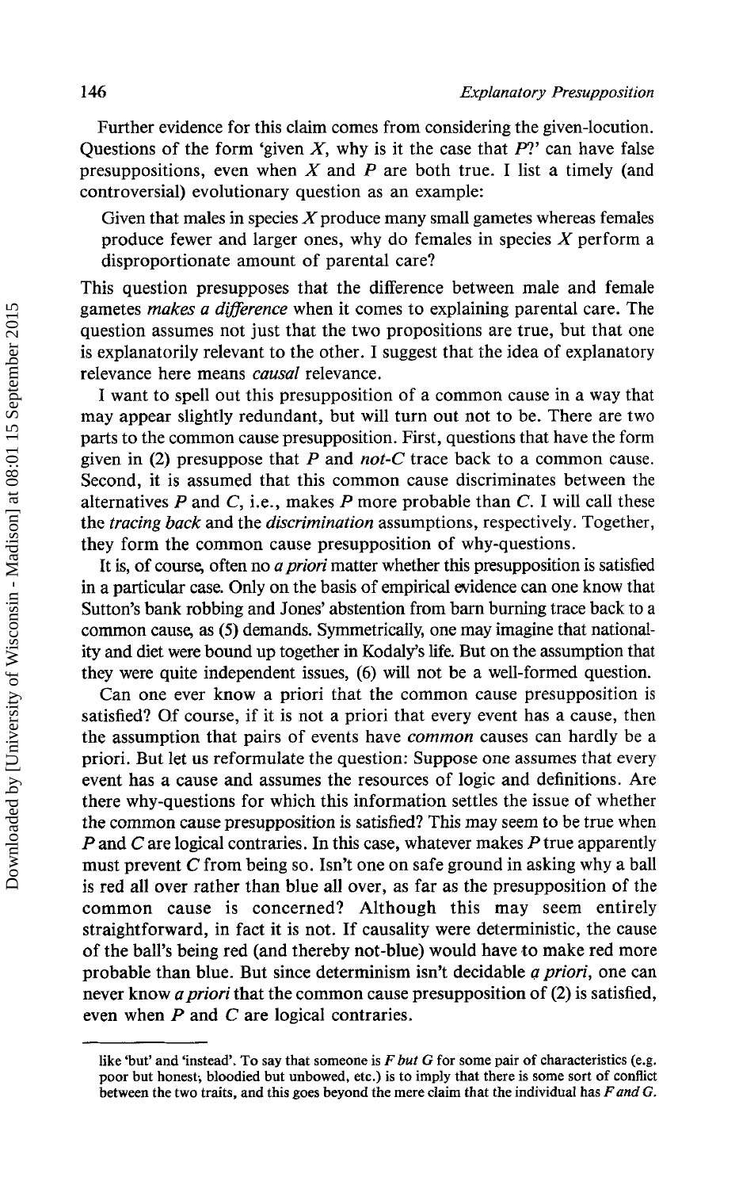Further evidence for this claim comes from considering the given-locution. Questions of the form 'given $X$, why is it the case that $P$?' can have false presuppositions, even when $X$ and $P$ are both true. I list a timely (and controversial) evolutionary question as an example:

> Given that males in species $X$ produce many small gametes whereas females produce fewer and larger ones, why do females in species $X$ perform a disproportionate amount of parental care?

This question presupposes that the difference between male and female gametes *makes a difference* when it comes to explaining parental care. The question assumes not just that the two propositions are true, but that one is explanatorily relevant to the other. I suggest that the idea of explanatory relevance here means *causal* relevance.

I want to spell out this presupposition of a common cause in a way that may appear slightly redundant, but will turn out not to be. There are two parts to the common cause presupposition. First, questions that have the form given in (2) presuppose that $P$ and *not-C* trace back to a common cause. Second, it is assumed that this common cause discriminates between the alternatives $P$ and $C$, i.e., makes $P$ more probable than $C$. I will call these the *tracing back* and the *discrimination* assumptions, respectively. Together, they form the common cause presupposition of why-questions.

It is, of course, often no *a priori* matter whether this presupposition is satisfied in a particular case. Only on the basis of empirical evidence can one know that Sutton's bank robbing and Jones' abstention from barn burning trace back to a common cause, as (5) demands. Symmetrically, one may imagine that nationality and diet were bound up together in Kodaly's life. But on the assumption that they were quite independent issues, (6) will not be a well-formed question.

Can one ever know a priori that the common cause presupposition is satisfied? Of course, if it is not a priori that every event has a cause, then the assumption that pairs of events have *common* causes can hardly be a priori. But let us reformulate the question: Suppose one assumes that every event has a cause and assumes the resources of logic and definitions. Are there why-questions for which this information settles the issue of whether the common cause presupposition is satisfied? This may seem to be true when $P$ and $C$ are logical contraries. In this case, whatever makes $P$ true apparently must prevent $C$ from being so. Isn't one on safe ground in asking why a ball is red all over rather than blue all over, as far as the presupposition of the common cause is concerned? Although this may seem entirely straightforward, in fact it is not. If causality were deterministic, the cause of the ball's being red (and thereby not-blue) would have to make red more probable than blue. But since determinism isn't decidable *a priori*, one can never know *a priori* that the common cause presupposition of (2) is satisfied, even when $P$ and $C$ are logical contraries.

---

like 'but' and 'instead'. To say that someone is *F but G* for some pair of characteristics (e.g. poor but honest, bloodied but unbowed, etc.) is to imply that there is some sort of conflict between the two traits, and this goes beyond the mere claim that the individual has *F and G*.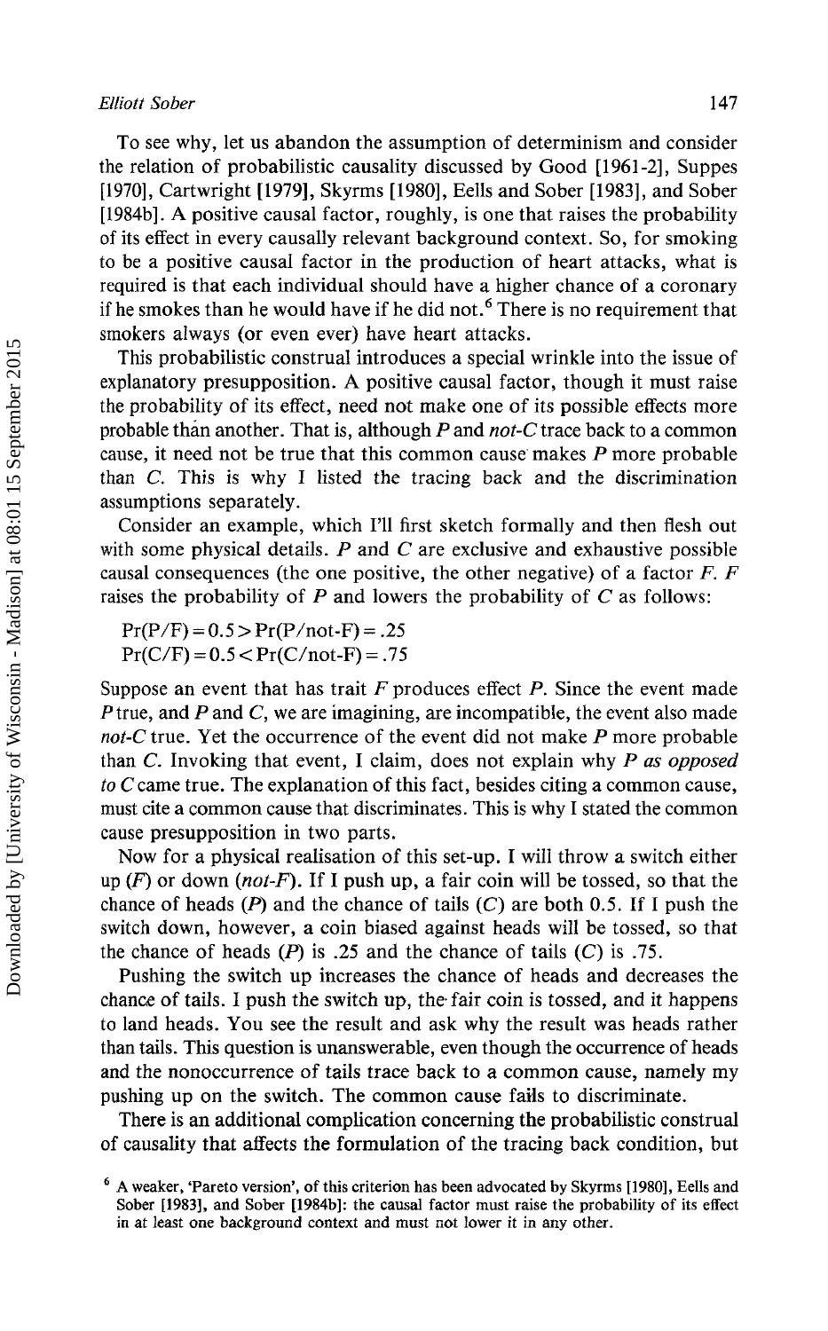To see why, let us abandon the assumption of determinism and consider the relation of probabilistic causality discussed by Good [1961-2], Suppes [1970], Cartwright [1979], Skyrms [1980], Eells and Sober [1983], and Sober [1984b]. A positive causal factor, roughly, is one that raises the probability of its effect in every causally relevant background context. So, for smoking to be a positive causal factor in the production of heart attacks, what is required is that each individual should have a higher chance of a coronary if he smokes than he would have if he did not.[6] There is no requirement that smokers always (or even ever) have heart attacks.

This probabilistic construal introduces a special wrinkle into the issue of explanatory presupposition. A positive causal factor, though it must raise the probability of its effect, need not make one of its possible effects more probable than another. That is, although *P* and *not-C* trace back to a common cause, it need not be true that this common cause makes *P* more probable than *C*. This is why I listed the tracing back and the discrimination assumptions separately.

Consider an example, which I'll first sketch formally and then flesh out with some physical details. *P* and *C* are exclusive and exhaustive possible causal consequences (the one positive, the other negative) of a factor *F*. *F* raises the probability of *P* and lowers the probability of *C* as follows:

$$\Pr(P/F) = 0.5 > \Pr(P/\text{not-}F) = .25$$
$$\Pr(C/F) = 0.5 < \Pr(C/\text{not-}F) = .75$$

Suppose an event that has trait *F* produces effect *P*. Since the event made *P* true, and *P* and *C*, we are imagining, are incompatible, the event also made *not-C* true. Yet the occurrence of the event did not make *P* more probable than *C*. Invoking that event, I claim, does not explain why *P as opposed to C* came true. The explanation of this fact, besides citing a common cause, must cite a common cause that discriminates. This is why I stated the common cause presupposition in two parts.

Now for a physical realisation of this set-up. I will throw a switch either up (*F*) or down (*not-F*). If I push up, a fair coin will be tossed, so that the chance of heads (*P*) and the chance of tails (*C*) are both 0.5. If I push the switch down, however, a coin biased against heads will be tossed, so that the chance of heads (*P*) is .25 and the chance of tails (*C*) is .75.

Pushing the switch up increases the chance of heads and decreases the chance of tails. I push the switch up, the fair coin is tossed, and it happens to land heads. You see the result and ask why the result was heads rather than tails. This question is unanswerable, even though the occurrence of heads and the nonoccurrence of tails trace back to a common cause, namely my pushing up on the switch. The common cause fails to discriminate.

There is an additional complication concerning the probabilistic construal of causality that affects the formulation of the tracing back condition, but

[6] A weaker, 'Pareto version', of this criterion has been advocated by Skyrms [1980], Eells and Sober [1983], and Sober [1984b]: the causal factor must raise the probability of its effect in at least one background context and must not lower it in any other.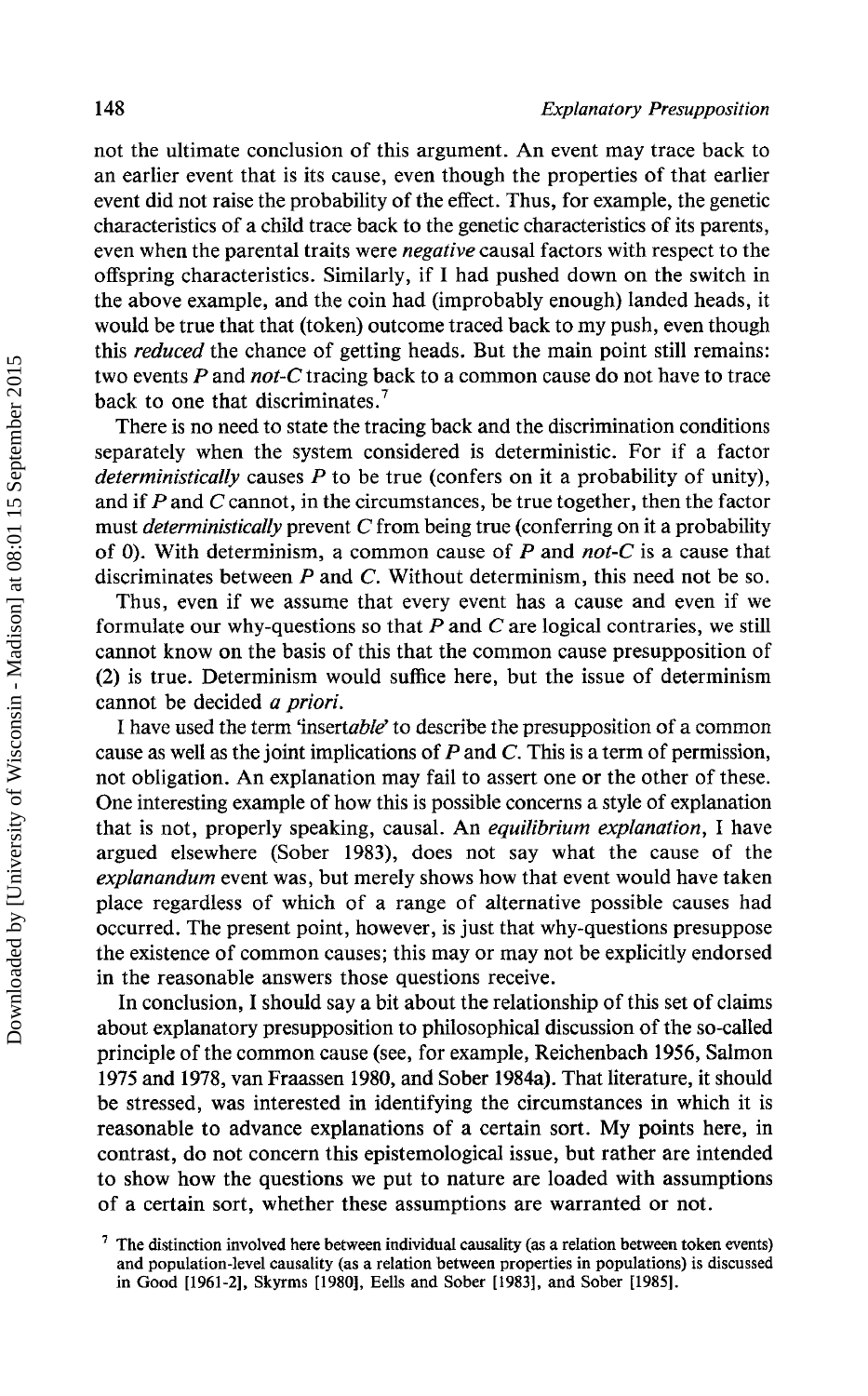not the ultimate conclusion of this argument. An event may trace back to an earlier event that is its cause, even though the properties of that earlier event did not raise the probability of the effect. Thus, for example, the genetic characteristics of a child trace back to the genetic characteristics of its parents, even when the parental traits were *negative* causal factors with respect to the offspring characteristics. Similarly, if I had pushed down on the switch in the above example, and the coin had (improbably enough) landed heads, it would be true that that (token) outcome traced back to my push, even though this *reduced* the chance of getting heads. But the main point still remains: two events *P* and *not-C* tracing back to a common cause do not have to trace back to one that discriminates.[7]

There is no need to state the tracing back and the discrimination conditions separately when the system considered is deterministic. For if a factor *deterministically* causes *P* to be true (confers on it a probability of unity), and if *P* and *C* cannot, in the circumstances, be true together, then the factor must *deterministically* prevent *C* from being true (conferring on it a probability of 0). With determinism, a common cause of *P* and *not-C* is a cause that discriminates between *P* and *C*. Without determinism, this need not be so.

Thus, even if we assume that every event has a cause and even if we formulate our why-questions so that *P* and *C* are logical contraries, we still cannot know on the basis of this that the common cause presupposition of (2) is true. Determinism would suffice here, but the issue of determinism cannot be decided *a priori*.

I have used the term 'insert*able*' to describe the presupposition of a common cause as well as the joint implications of *P* and *C*. This is a term of permission, not obligation. An explanation may fail to assert one or the other of these. One interesting example of how this is possible concerns a style of explanation that is not, properly speaking, causal. An *equilibrium explanation*, I have argued elsewhere (Sober 1983), does not say what the cause of the *explanandum* event was, but merely shows how that event would have taken place regardless of which of a range of alternative possible causes had occurred. The present point, however, is just that why-questions presuppose the existence of common causes; this may or may not be explicitly endorsed in the reasonable answers those questions receive.

In conclusion, I should say a bit about the relationship of this set of claims about explanatory presupposition to philosophical discussion of the so-called principle of the common cause (see, for example, Reichenbach 1956, Salmon 1975 and 1978, van Fraassen 1980, and Sober 1984a). That literature, it should be stressed, was interested in identifying the circumstances in which it is reasonable to advance explanations of a certain sort. My points here, in contrast, do not concern this epistemological issue, but rather are intended to show how the questions we put to nature are loaded with assumptions of a certain sort, whether these assumptions are warranted or not.

[7] The distinction involved here between individual causality (as a relation between token events) and population-level causality (as a relation between properties in populations) is discussed in Good [1961-2], Skyrms [1980], Eells and Sober [1983], and Sober [1985].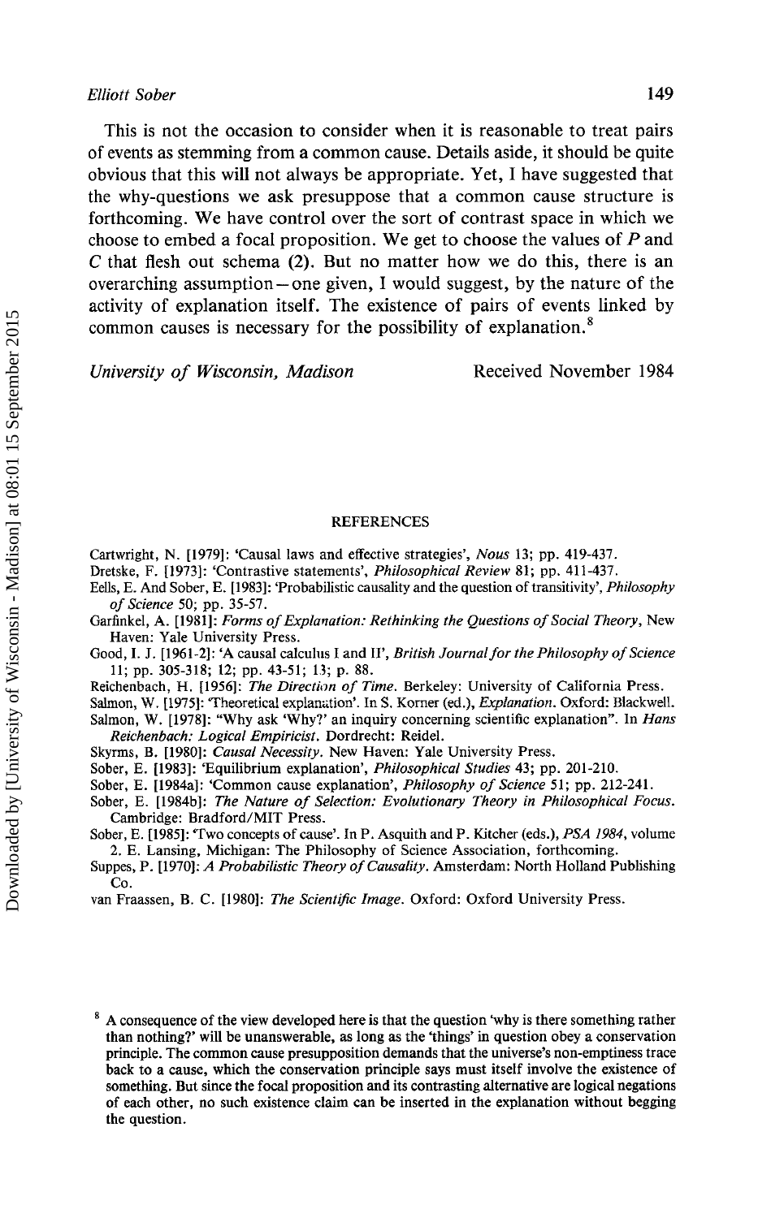This is not the occasion to consider when it is reasonable to treat pairs of events as stemming from a common cause. Details aside, it should be quite obvious that this will not always be appropriate. Yet, I have suggested that the why-questions we ask presuppose that a common cause structure is forthcoming. We have control over the sort of contrast space in which we choose to embed a focal proposition. We get to choose the values of $P$ and $C$ that flesh out schema (2). But no matter how we do this, there is an overarching assumption—one given, I would suggest, by the nature of the activity of explanation itself. The existence of pairs of events linked by common causes is necessary for the possibility of explanation.[8]

*University of Wisconsin, Madison* Received November 1984

## REFERENCES

Cartwright, N. [1979]: 'Causal laws and effective strategies', *Nous* 13; pp. 419-437.

Dretske, F. [1973]: 'Contrastive statements', *Philosophical Review* 81; pp. 411-437.

Eells, E. And Sober, E. [1983]: 'Probabilistic causality and the question of transitivity', *Philosophy of Science* 50; pp. 35-57.

Garfinkel, A. [1981]: *Forms of Explanation: Rethinking the Questions of Social Theory*, New Haven: Yale University Press.

Good, I. J. [1961-2]: 'A causal calculus I and II', *British Journal for the Philosophy of Science* 11; pp. 305-318; 12; pp. 43-51; 13; p. 88.

Reichenbach, H. [1956]: *The Direction of Time*. Berkeley: University of California Press.

Salmon, W. [1975]: 'Theoretical explanation'. In S. Korner (ed.), *Explanation*. Oxford: Blackwell.

Salmon, W. [1978]: "Why ask 'Why?' an inquiry concerning scientific explanation". In *Hans Reichenbach: Logical Empiricist*. Dordrecht: Reidel.

Skyrms, B. [1980]: *Causal Necessity*. New Haven: Yale University Press.

Sober, E. [1983]: 'Equilibrium explanation', *Philosophical Studies* 43; pp. 201-210.

Sober, E. [1984a]: 'Common cause explanation', *Philosophy of Science* 51; pp. 212-241.

Sober, E. [1984b]: *The Nature of Selection: Evolutionary Theory in Philosophical Focus*. Cambridge: Bradford/MIT Press.

Sober, E. [1985]: 'Two concepts of cause'. In P. Asquith and P. Kitcher (eds.), *PSA 1984*, volume 2. E. Lansing, Michigan: The Philosophy of Science Association, forthcoming.

Suppes, P. [1970]: *A Probabilistic Theory of Causality*. Amsterdam: North Holland Publishing Co.

van Fraassen, B. C. [1980]: *The Scientific Image*. Oxford: Oxford University Press.

[8] A consequence of the view developed here is that the question 'why is there something rather than nothing?' will be unanswerable, as long as the 'things' in question obey a conservation principle. The common cause presupposition demands that the universe's non-emptiness trace back to a cause, which the conservation principle says must itself involve the existence of something. But since the focal proposition and its contrasting alternative are logical negations of each other, no such existence claim can be inserted in the explanation without begging the question.